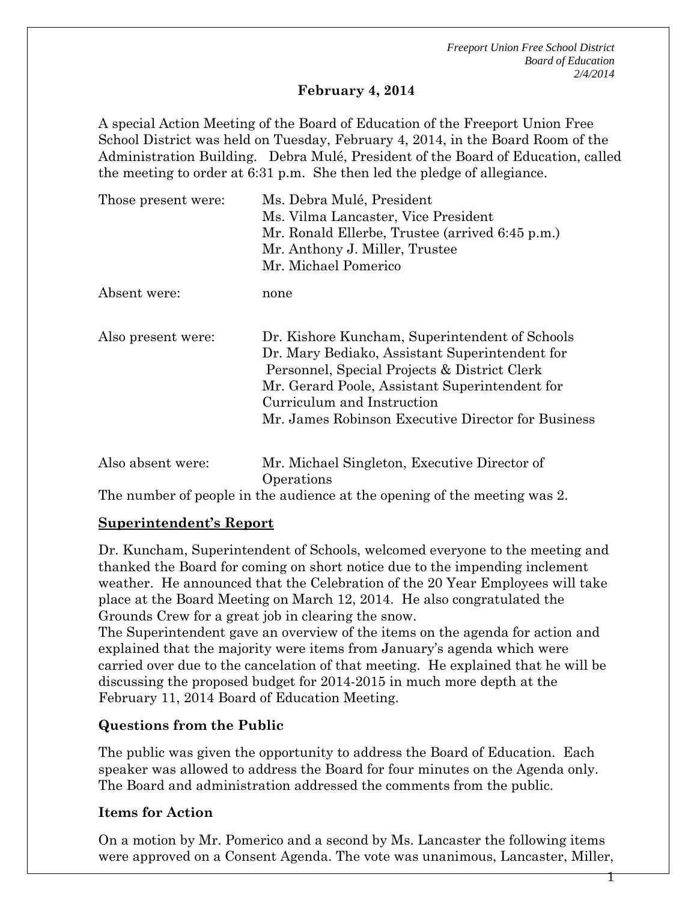**February 4, 2014**

A special Action Meeting of the Board of Education of the Freeport Union Free School District was held on Tuesday, February 4, 2014, in the Board Room of the Administration Building. Debra Mulé, President of the Board of Education, called the meeting to order at 6:31 p.m. She then led the pledge of allegiance.

| | |
|---|---|
| Those present were: | Ms. Debra Mulé, President<br>Ms. Vilma Lancaster, Vice President<br>Mr. Ronald Ellerbe, Trustee (arrived 6:45 p.m.)<br>Mr. Anthony J. Miller, Trustee<br>Mr. Michael Pomerico |
| Absent were: | none |
| Also present were: | Dr. Kishore Kuncham, Superintendent of Schools<br>Dr. Mary Bediako, Assistant Superintendent for Personnel, Special Projects & District Clerk<br>Mr. Gerard Poole, Assistant Superintendent for Curriculum and Instruction<br>Mr. James Robinson Executive Director for Business |
| Also absent were: | Mr. Michael Singleton, Executive Director of Operations |

The number of people in the audience at the opening of the meeting was 2.

## Superintendent's Report

Dr. Kuncham, Superintendent of Schools, welcomed everyone to the meeting and thanked the Board for coming on short notice due to the impending inclement weather. He announced that the Celebration of the 20 Year Employees will take place at the Board Meeting on March 12, 2014. He also congratulated the Grounds Crew for a great job in clearing the snow.

The Superintendent gave an overview of the items on the agenda for action and explained that the majority were items from January's agenda which were carried over due to the cancelation of that meeting. He explained that he will be discussing the proposed budget for 2014-2015 in much more depth at the February 11, 2014 Board of Education Meeting.

## Questions from the Public

The public was given the opportunity to address the Board of Education. Each speaker was allowed to address the Board for four minutes on the Agenda only. The Board and administration addressed the comments from the public.

## Items for Action

On a motion by Mr. Pomerico and a second by Ms. Lancaster the following items were approved on a Consent Agenda. The vote was unanimous, Lancaster, Miller,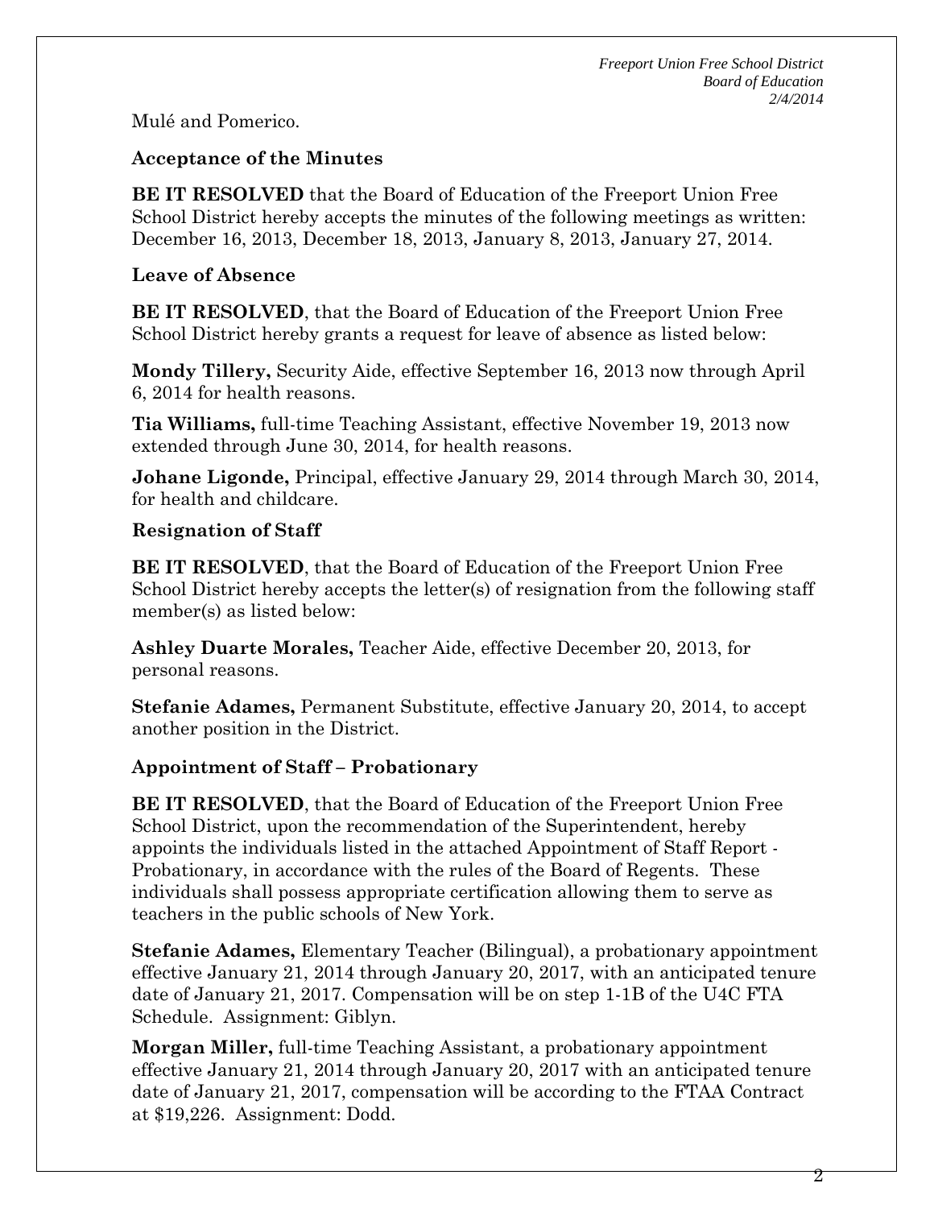Mulé and Pomerico.

### Acceptance of the Minutes

**BE IT RESOLVED** that the Board of Education of the Freeport Union Free School District hereby accepts the minutes of the following meetings as written: December 16, 2013, December 18, 2013, January 8, 2013, January 27, 2014.

### Leave of Absence

**BE IT RESOLVED**, that the Board of Education of the Freeport Union Free School District hereby grants a request for leave of absence as listed below:

**Mondy Tillery,** Security Aide, effective September 16, 2013 now through April 6, 2014 for health reasons.

**Tia Williams,** full-time Teaching Assistant, effective November 19, 2013 now extended through June 30, 2014, for health reasons.

**Johane Ligonde,** Principal, effective January 29, 2014 through March 30, 2014, for health and childcare.

### Resignation of Staff

**BE IT RESOLVED**, that the Board of Education of the Freeport Union Free School District hereby accepts the letter(s) of resignation from the following staff member(s) as listed below:

**Ashley Duarte Morales,** Teacher Aide, effective December 20, 2013, for personal reasons.

**Stefanie Adames,** Permanent Substitute, effective January 20, 2014, to accept another position in the District.

### Appointment of Staff – Probationary

**BE IT RESOLVED**, that the Board of Education of the Freeport Union Free School District, upon the recommendation of the Superintendent, hereby appoints the individuals listed in the attached Appointment of Staff Report - Probationary, in accordance with the rules of the Board of Regents. These individuals shall possess appropriate certification allowing them to serve as teachers in the public schools of New York.

**Stefanie Adames,** Elementary Teacher (Bilingual), a probationary appointment effective January 21, 2014 through January 20, 2017, with an anticipated tenure date of January 21, 2017. Compensation will be on step 1-1B of the U4C FTA Schedule. Assignment: Giblyn.

**Morgan Miller,** full-time Teaching Assistant, a probationary appointment effective January 21, 2014 through January 20, 2017 with an anticipated tenure date of January 21, 2017, compensation will be according to the FTAA Contract at $19,226. Assignment: Dodd.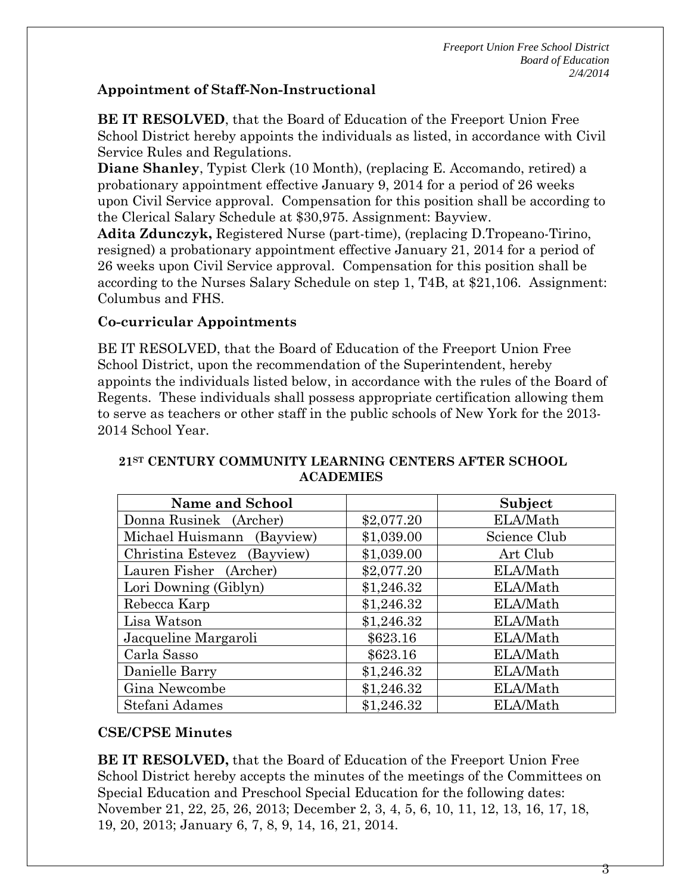### Appointment of Staff-Non-Instructional

**BE IT RESOLVED**, that the Board of Education of the Freeport Union Free School District hereby appoints the individuals as listed, in accordance with Civil Service Rules and Regulations.

**Diane Shanley**, Typist Clerk (10 Month), (replacing E. Accomando, retired) a probationary appointment effective January 9, 2014 for a period of 26 weeks upon Civil Service approval. Compensation for this position shall be according to the Clerical Salary Schedule at $30,975. Assignment: Bayview.

**Adita Zdunczyk,** Registered Nurse (part-time), (replacing D.Tropeano-Tirino, resigned) a probationary appointment effective January 21, 2014 for a period of 26 weeks upon Civil Service approval. Compensation for this position shall be according to the Nurses Salary Schedule on step 1, T4B, at $21,106. Assignment: Columbus and FHS.

### Co-curricular Appointments

BE IT RESOLVED, that the Board of Education of the Freeport Union Free School District, upon the recommendation of the Superintendent, hereby appoints the individuals listed below, in accordance with the rules of the Board of Regents. These individuals shall possess appropriate certification allowing them to serve as teachers or other staff in the public schools of New York for the 2013-2014 School Year.

**21ST CENTURY COMMUNITY LEARNING CENTERS AFTER SCHOOL ACADEMIES**

| Name and School | | Subject |
|---|---|---|
| Donna Rusinek (Archer) | $2,077.20 | ELA/Math |
| Michael Huismann (Bayview) | $1,039.00 | Science Club |
| Christina Estevez (Bayview) | $1,039.00 | Art Club |
| Lauren Fisher (Archer) | $2,077.20 | ELA/Math |
| Lori Downing (Giblyn) | $1,246.32 | ELA/Math |
| Rebecca Karp | $1,246.32 | ELA/Math |
| Lisa Watson | $1,246.32 | ELA/Math |
| Jacqueline Margaroli | $623.16 | ELA/Math |
| Carla Sasso | $623.16 | ELA/Math |
| Danielle Barry | $1,246.32 | ELA/Math |
| Gina Newcombe | $1,246.32 | ELA/Math |
| Stefani Adames | $1,246.32 | ELA/Math |

### CSE/CPSE Minutes

**BE IT RESOLVED,** that the Board of Education of the Freeport Union Free School District hereby accepts the minutes of the meetings of the Committees on Special Education and Preschool Special Education for the following dates: November 21, 22, 25, 26, 2013; December 2, 3, 4, 5, 6, 10, 11, 12, 13, 16, 17, 18, 19, 20, 2013; January 6, 7, 8, 9, 14, 16, 21, 2014.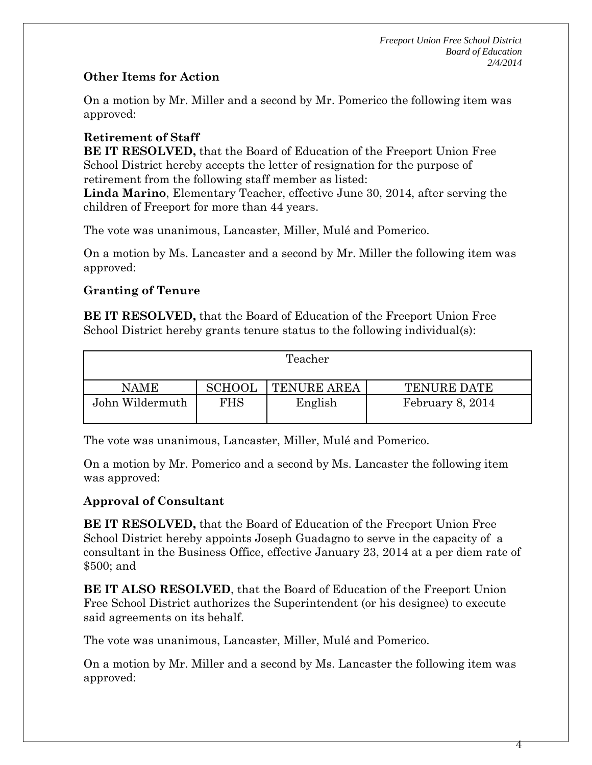### Other Items for Action

On a motion by Mr. Miller and a second by Mr. Pomerico the following item was approved:

**Retirement of Staff**
**BE IT RESOLVED,** that the Board of Education of the Freeport Union Free School District hereby accepts the letter of resignation for the purpose of retirement from the following staff member as listed:
**Linda Marino**, Elementary Teacher, effective June 30, 2014, after serving the children of Freeport for more than 44 years.

The vote was unanimous, Lancaster, Miller, Mulé and Pomerico.

On a motion by Ms. Lancaster and a second by Mr. Miller the following item was approved:

**Granting of Tenure**

**BE IT RESOLVED,** that the Board of Education of the Freeport Union Free School District hereby grants tenure status to the following individual(s):

| Teacher | | | |
|---|---|---|---|
| NAME | SCHOOL | TENURE AREA | TENURE DATE |
| John Wildermuth | FHS | English | February 8, 2014 |

The vote was unanimous, Lancaster, Miller, Mulé and Pomerico.

On a motion by Mr. Pomerico and a second by Ms. Lancaster the following item was approved:

**Approval of Consultant**

**BE IT RESOLVED,** that the Board of Education of the Freeport Union Free School District hereby appoints Joseph Guadagno to serve in the capacity of a consultant in the Business Office, effective January 23, 2014 at a per diem rate of $500; and

**BE IT ALSO RESOLVED**, that the Board of Education of the Freeport Union Free School District authorizes the Superintendent (or his designee) to execute said agreements on its behalf.

The vote was unanimous, Lancaster, Miller, Mulé and Pomerico.

On a motion by Mr. Miller and a second by Ms. Lancaster the following item was approved: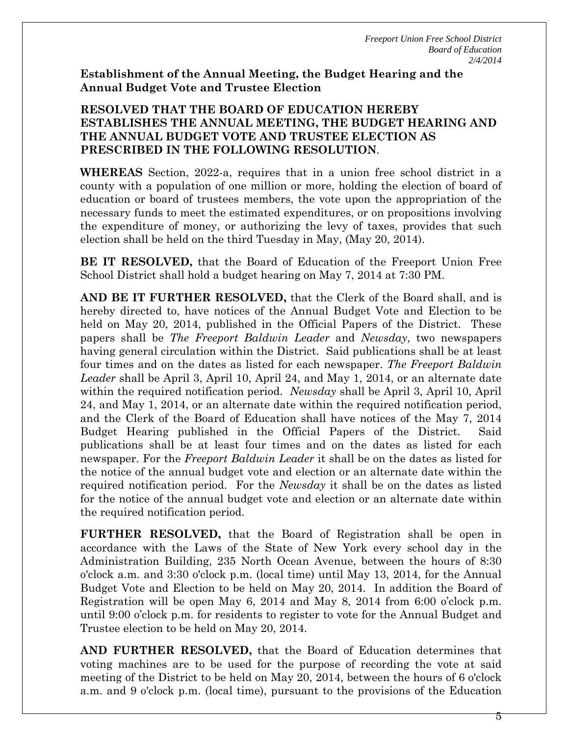**Establishment of the Annual Meeting, the Budget Hearing and the Annual Budget Vote and Trustee Election**

**RESOLVED THAT THE BOARD OF EDUCATION HEREBY ESTABLISHES THE ANNUAL MEETING, THE BUDGET HEARING AND THE ANNUAL BUDGET VOTE AND TRUSTEE ELECTION AS PRESCRIBED IN THE FOLLOWING RESOLUTION**.

**WHEREAS** Section, 2022-a, requires that in a union free school district in a county with a population of one million or more, holding the election of board of education or board of trustees members, the vote upon the appropriation of the necessary funds to meet the estimated expenditures, or on propositions involving the expenditure of money, or authorizing the levy of taxes, provides that such election shall be held on the third Tuesday in May, (May 20, 2014).

**BE IT RESOLVED,** that the Board of Education of the Freeport Union Free School District shall hold a budget hearing on May 7, 2014 at 7:30 PM.

**AND BE IT FURTHER RESOLVED,** that the Clerk of the Board shall, and is hereby directed to, have notices of the Annual Budget Vote and Election to be held on May 20, 2014, published in the Official Papers of the District. These papers shall be *The Freeport Baldwin Leader* and *Newsday*, two newspapers having general circulation within the District. Said publications shall be at least four times and on the dates as listed for each newspaper. *The Freeport Baldwin Leader* shall be April 3, April 10, April 24, and May 1, 2014, or an alternate date within the required notification period. *Newsday* shall be April 3, April 10, April 24, and May 1, 2014, or an alternate date within the required notification period, and the Clerk of the Board of Education shall have notices of the May 7, 2014 Budget Hearing published in the Official Papers of the District. Said publications shall be at least four times and on the dates as listed for each newspaper. For the *Freeport Baldwin Leader* it shall be on the dates as listed for the notice of the annual budget vote and election or an alternate date within the required notification period. For the *Newsday* it shall be on the dates as listed for the notice of the annual budget vote and election or an alternate date within the required notification period.

**FURTHER RESOLVED,** that the Board of Registration shall be open in accordance with the Laws of the State of New York every school day in the Administration Building, 235 North Ocean Avenue, between the hours of 8:30 o'clock a.m. and 3:30 o'clock p.m. (local time) until May 13, 2014, for the Annual Budget Vote and Election to be held on May 20, 2014. In addition the Board of Registration will be open May 6, 2014 and May 8, 2014 from 6:00 o'clock p.m. until 9:00 o'clock p.m. for residents to register to vote for the Annual Budget and Trustee election to be held on May 20, 2014.

**AND FURTHER RESOLVED,** that the Board of Education determines that voting machines are to be used for the purpose of recording the vote at said meeting of the District to be held on May 20, 2014, between the hours of 6 o'clock a.m. and 9 o'clock p.m. (local time), pursuant to the provisions of the Education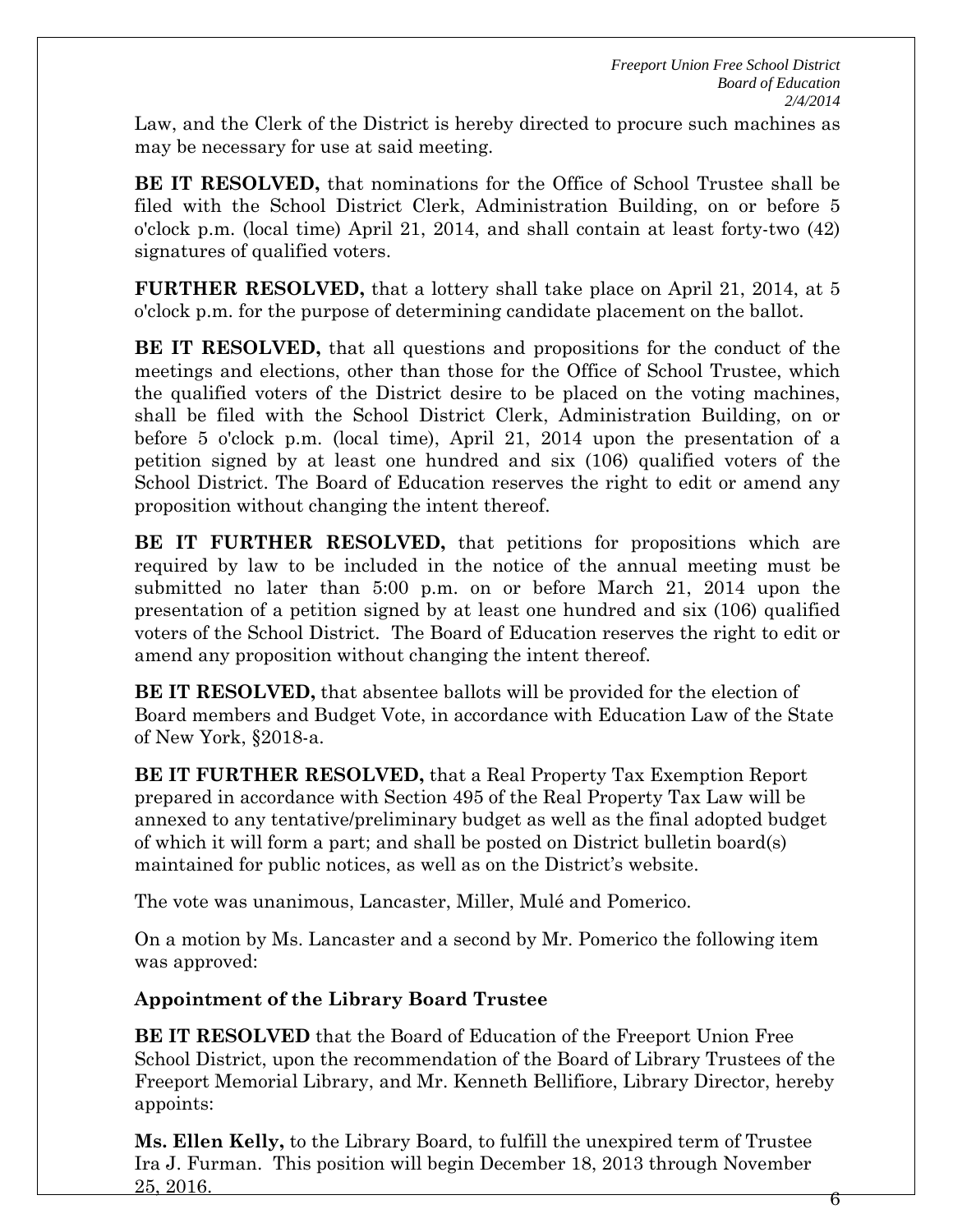Law, and the Clerk of the District is hereby directed to procure such machines as may be necessary for use at said meeting.

**BE IT RESOLVED,** that nominations for the Office of School Trustee shall be filed with the School District Clerk, Administration Building, on or before 5 o'clock p.m. (local time) April 21, 2014, and shall contain at least forty-two (42) signatures of qualified voters.

**FURTHER RESOLVED,** that a lottery shall take place on April 21, 2014, at 5 o'clock p.m. for the purpose of determining candidate placement on the ballot.

**BE IT RESOLVED,** that all questions and propositions for the conduct of the meetings and elections, other than those for the Office of School Trustee, which the qualified voters of the District desire to be placed on the voting machines, shall be filed with the School District Clerk, Administration Building, on or before 5 o'clock p.m. (local time), April 21, 2014 upon the presentation of a petition signed by at least one hundred and six (106) qualified voters of the School District. The Board of Education reserves the right to edit or amend any proposition without changing the intent thereof.

**BE IT FURTHER RESOLVED,** that petitions for propositions which are required by law to be included in the notice of the annual meeting must be submitted no later than 5:00 p.m. on or before March 21, 2014 upon the presentation of a petition signed by at least one hundred and six (106) qualified voters of the School District. The Board of Education reserves the right to edit or amend any proposition without changing the intent thereof.

**BE IT RESOLVED,** that absentee ballots will be provided for the election of Board members and Budget Vote, in accordance with Education Law of the State of New York, §2018-a.

**BE IT FURTHER RESOLVED,** that a Real Property Tax Exemption Report prepared in accordance with Section 495 of the Real Property Tax Law will be annexed to any tentative/preliminary budget as well as the final adopted budget of which it will form a part; and shall be posted on District bulletin board(s) maintained for public notices, as well as on the District's website.

The vote was unanimous, Lancaster, Miller, Mulé and Pomerico.

On a motion by Ms. Lancaster and a second by Mr. Pomerico the following item was approved:

**Appointment of the Library Board Trustee**

**BE IT RESOLVED** that the Board of Education of the Freeport Union Free School District, upon the recommendation of the Board of Library Trustees of the Freeport Memorial Library, and Mr. Kenneth Bellifiore, Library Director, hereby appoints:

**Ms. Ellen Kelly,** to the Library Board, to fulfill the unexpired term of Trustee Ira J. Furman. This position will begin December 18, 2013 through November 25, 2016.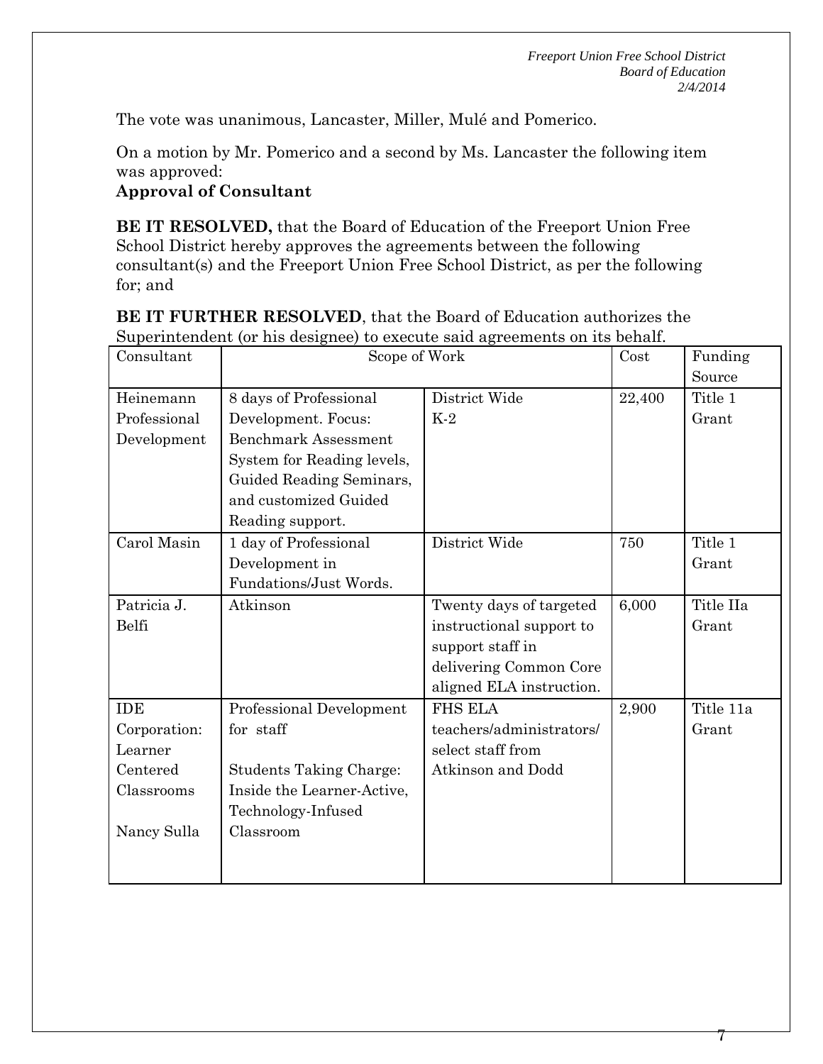The vote was unanimous, Lancaster, Miller, Mulé and Pomerico.

On a motion by Mr. Pomerico and a second by Ms. Lancaster the following item was approved:

**Approval of Consultant**

**BE IT RESOLVED,** that the Board of Education of the Freeport Union Free School District hereby approves the agreements between the following consultant(s) and the Freeport Union Free School District, as per the following for; and

**BE IT FURTHER RESOLVED**, that the Board of Education authorizes the Superintendent (or his designee) to execute said agreements on its behalf.

| Consultant | Scope of Work | | Cost | Funding Source |
|---|---|---|---|---|
| Heinemann Professional Development | 8 days of Professional Development. Focus: Benchmark Assessment System for Reading levels, Guided Reading Seminars, and customized Guided Reading support. | District Wide K-2 | 22,400 | Title 1 Grant |
| Carol Masin | 1 day of Professional Development in Fundations/Just Words. | District Wide | 750 | Title 1 Grant |
| Patricia J. Belfi | Atkinson | Twenty days of targeted instructional support to support staff in delivering Common Core aligned ELA instruction. | 6,000 | Title IIa Grant |
| IDE Corporation: Learner Centered Classrooms<br><br>Nancy Sulla | Professional Development for staff<br><br>Students Taking Charge: Inside the Learner-Active, Technology-Infused Classroom | FHS ELA teachers/administrators/ select staff from Atkinson and Dodd | 2,900 | Title 11a Grant |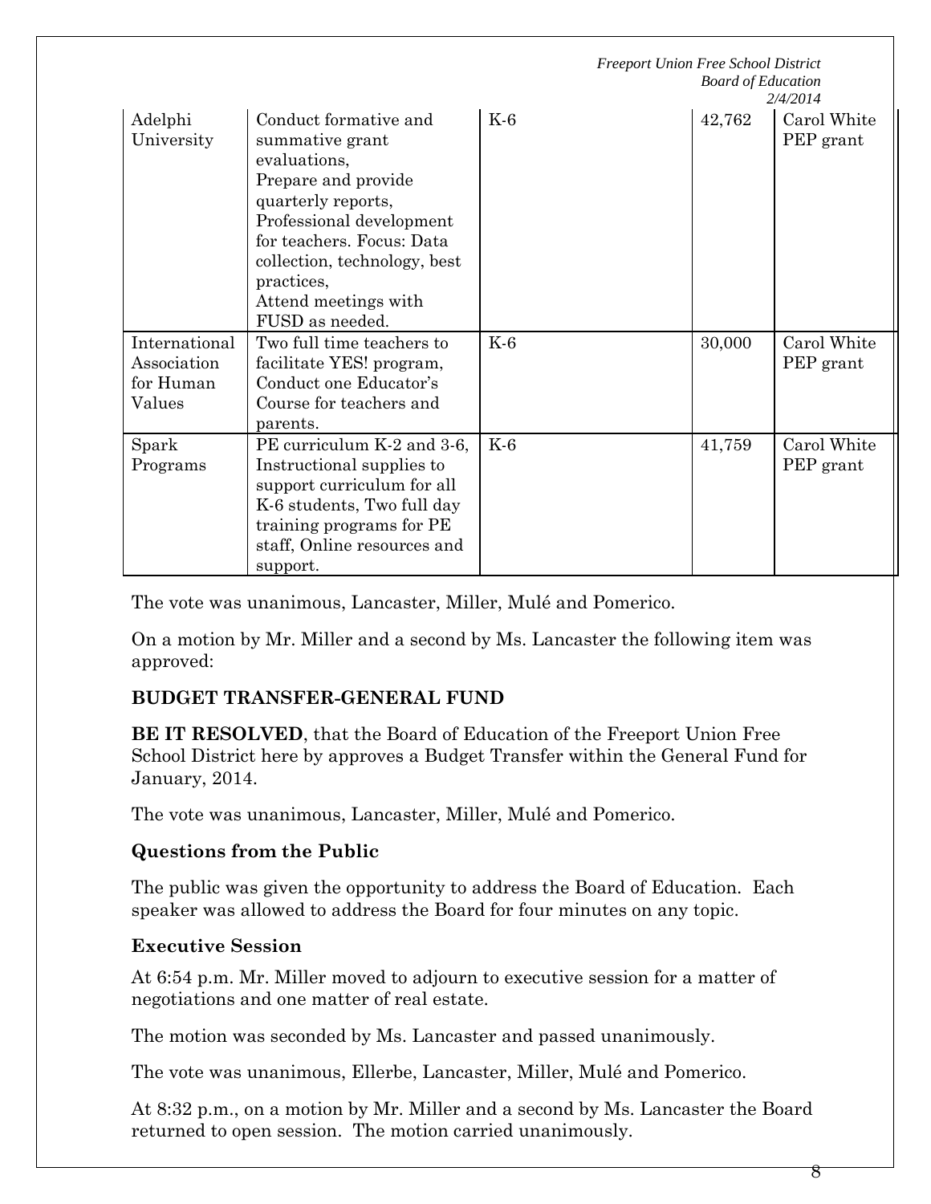| Adelphi University | Conduct formative and summative grant evaluations, Prepare and provide quarterly reports, Professional development for teachers. Focus: Data collection, technology, best practices, Attend meetings with FUSD as needed. | K-6 | 42,762 | Carol White PEP grant |
|---|---|---|---|---|
| International Association for Human Values | Two full time teachers to facilitate YES! program, Conduct one Educator's Course for teachers and parents. | K-6 | 30,000 | Carol White PEP grant |
| Spark Programs | PE curriculum K-2 and 3-6, Instructional supplies to support curriculum for all K-6 students, Two full day training programs for PE staff, Online resources and support. | K-6 | 41,759 | Carol White PEP grant |

The vote was unanimous, Lancaster, Miller, Mulé and Pomerico.

On a motion by Mr. Miller and a second by Ms. Lancaster the following item was approved:

**BUDGET TRANSFER-GENERAL FUND**

**BE IT RESOLVED**, that the Board of Education of the Freeport Union Free School District here by approves a Budget Transfer within the General Fund for January, 2014.

The vote was unanimous, Lancaster, Miller, Mulé and Pomerico.

**Questions from the Public**

The public was given the opportunity to address the Board of Education. Each speaker was allowed to address the Board for four minutes on any topic.

**Executive Session**

At 6:54 p.m. Mr. Miller moved to adjourn to executive session for a matter of negotiations and one matter of real estate.

The motion was seconded by Ms. Lancaster and passed unanimously.

The vote was unanimous, Ellerbe, Lancaster, Miller, Mulé and Pomerico.

At 8:32 p.m., on a motion by Mr. Miller and a second by Ms. Lancaster the Board returned to open session. The motion carried unanimously.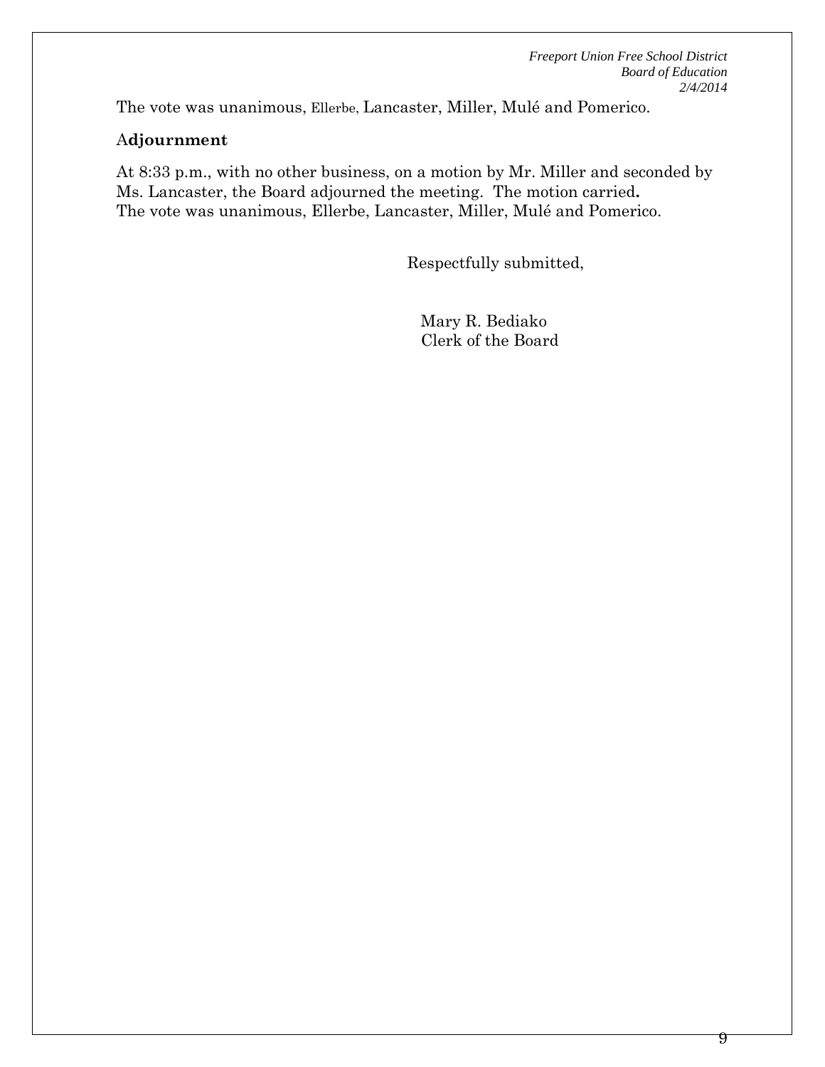The vote was unanimous, Ellerbe, Lancaster, Miller, Mulé and Pomerico.

**Adjournment**

At 8:33 p.m., with no other business, on a motion by Mr. Miller and seconded by Ms. Lancaster, the Board adjourned the meeting. The motion carried**.**
The vote was unanimous, Ellerbe, Lancaster, Miller, Mulé and Pomerico.

Respectfully submitted,

Mary R. Bediako
Clerk of the Board